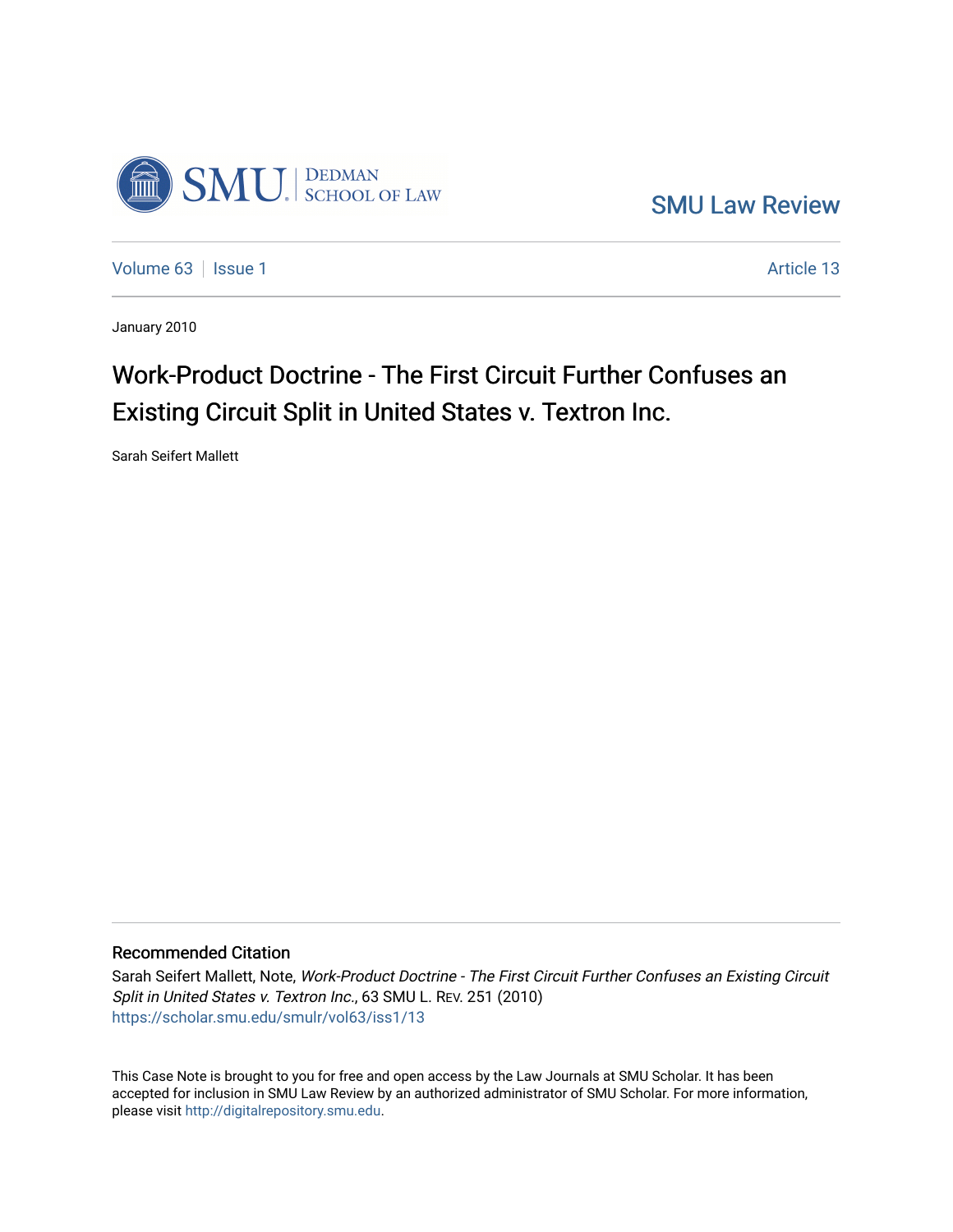SMU Law Review

Volume 63 | Issue 1 | Article 13

January 2010

# Work-Product Doctrine - The First Circuit Further Confuses an Existing Circuit Split in United States v. Textron Inc.

Sarah Seifert Mallett

## Recommended Citation

Sarah Seifert Mallett, Note, *Work-Product Doctrine - The First Circuit Further Confuses an Existing Circuit Split in United States v. Textron Inc.*, 63 SMU L. Rev. 251 (2010)
https://scholar.smu.edu/smulr/vol63/iss1/13

This Case Note is brought to you for free and open access by the Law Journals at SMU Scholar. It has been accepted for inclusion in SMU Law Review by an authorized administrator of SMU Scholar. For more information, please visit http://digitalrepository.smu.edu.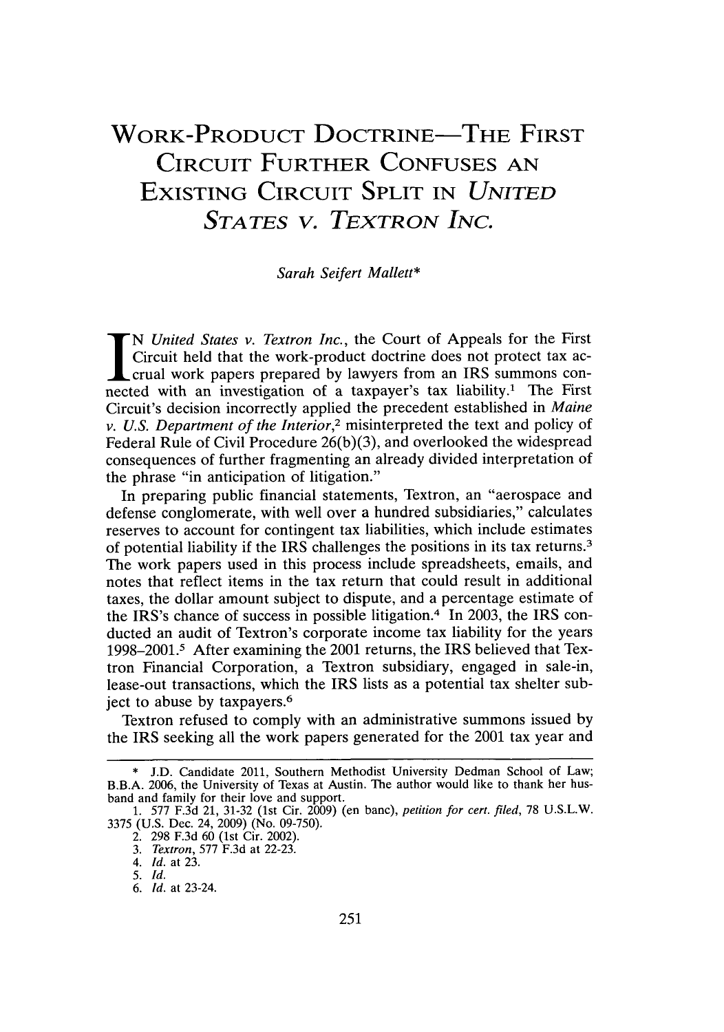# Work-Product Doctrine—The First Circuit Further Confuses an Existing Circuit Split in *United States v. Textron Inc.*

*Sarah Seifert Mallett**

In *United States v. Textron Inc.*, the Court of Appeals for the First Circuit held that the work-product doctrine does not protect tax accrual work papers prepared by lawyers from an IRS summons connected with an investigation of a taxpayer's tax liability.[1] The First Circuit's decision incorrectly applied the precedent established in *Maine v. U.S. Department of the Interior*,[2] misinterpreted the text and policy of Federal Rule of Civil Procedure 26(b)(3), and overlooked the widespread consequences of further fragmenting an already divided interpretation of the phrase "in anticipation of litigation."

In preparing public financial statements, Textron, an "aerospace and defense conglomerate, with well over a hundred subsidiaries," calculates reserves to account for contingent tax liabilities, which include estimates of potential liability if the IRS challenges the positions in its tax returns.[3] The work papers used in this process include spreadsheets, emails, and notes that reflect items in the tax return that could result in additional taxes, the dollar amount subject to dispute, and a percentage estimate of the IRS's chance of success in possible litigation.[4] In 2003, the IRS conducted an audit of Textron's corporate income tax liability for the years 1998–2001.[5] After examining the 2001 returns, the IRS believed that Textron Financial Corporation, a Textron subsidiary, engaged in sale-in, lease-out transactions, which the IRS lists as a potential tax shelter subject to abuse by taxpayers.[6]

Textron refused to comply with an administrative summons issued by the IRS seeking all the work papers generated for the 2001 tax year and

---

\* J.D. Candidate 2011, Southern Methodist University Dedman School of Law; B.B.A. 2006, the University of Texas at Austin. The author would like to thank her husband and family for their love and support.

1. 577 F.3d 21, 31-32 (1st Cir. 2009) (en banc), *petition for cert. filed*, 78 U.S.L.W. 3375 (U.S. Dec. 24, 2009) (No. 09-750).
2. 298 F.3d 60 (1st Cir. 2002).
3. *Textron*, 577 F.3d at 22-23.
4. *Id.* at 23.
5. *Id.*
6. *Id.* at 23-24.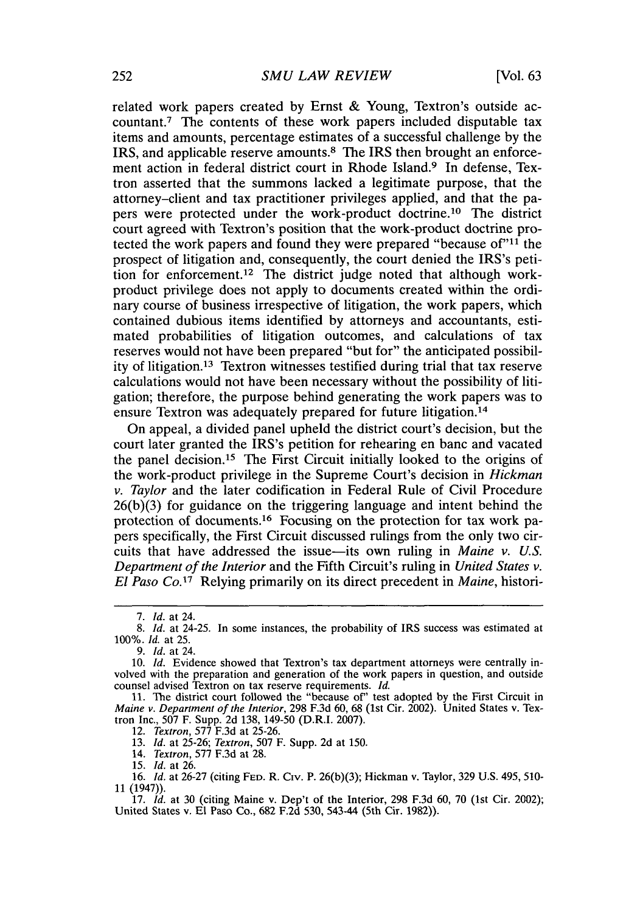related work papers created by Ernst & Young, Textron's outside accountant.[7] The contents of these work papers included disputable tax items and amounts, percentage estimates of a successful challenge by the IRS, and applicable reserve amounts.[8] The IRS then brought an enforcement action in federal district court in Rhode Island.[9] In defense, Textron asserted that the summons lacked a legitimate purpose, that the attorney–client and tax practitioner privileges applied, and that the papers were protected under the work-product doctrine.[10] The district court agreed with Textron's position that the work-product doctrine protected the work papers and found they were prepared "because of"[11] the prospect of litigation and, consequently, the court denied the IRS's petition for enforcement.[12] The district judge noted that although work-product privilege does not apply to documents created within the ordinary course of business irrespective of litigation, the work papers, which contained dubious items identified by attorneys and accountants, estimated probabilities of litigation outcomes, and calculations of tax reserves would not have been prepared "but for" the anticipated possibility of litigation.[13] Textron witnesses testified during trial that tax reserve calculations would not have been necessary without the possibility of litigation; therefore, the purpose behind generating the work papers was to ensure Textron was adequately prepared for future litigation.[14]

On appeal, a divided panel upheld the district court's decision, but the court later granted the IRS's petition for rehearing en banc and vacated the panel decision.[15] The First Circuit initially looked to the origins of the work-product privilege in the Supreme Court's decision in *Hickman v. Taylor* and the later codification in Federal Rule of Civil Procedure 26(b)(3) for guidance on the triggering language and intent behind the protection of documents.[16] Focusing on the protection for tax work papers specifically, the First Circuit discussed rulings from the only two circuits that have addressed the issue—its own ruling in *Maine v. U.S. Department of the Interior* and the Fifth Circuit's ruling in *United States v. El Paso Co.*[17] Relying primarily on its direct precedent in *Maine*, histori-

---

7. *Id.* at 24.

8. *Id.* at 24-25. In some instances, the probability of IRS success was estimated at 100%. *Id.* at 25.

9. *Id.* at 24.

10. *Id.* Evidence showed that Textron's tax department attorneys were centrally involved with the preparation and generation of the work papers in question, and outside counsel advised Textron on tax reserve requirements. *Id.*

11. The district court followed the "because of" test adopted by the First Circuit in *Maine v. Department of the Interior*, 298 F.3d 60, 68 (1st Cir. 2002). United States v. Textron Inc., 507 F. Supp. 2d 138, 149-50 (D.R.I. 2007).

12. *Textron*, 577 F.3d at 25-26.

13. *Id.* at 25-26; *Textron*, 507 F. Supp. 2d at 150.

14. *Textron*, 577 F.3d at 28.

15. *Id.* at 26.

16. *Id.* at 26-27 (citing FED. R. CIV. P. 26(b)(3); Hickman v. Taylor, 329 U.S. 495, 510-11 (1947)).

17. *Id.* at 30 (citing Maine v. Dep't of the Interior, 298 F.3d 60, 70 (1st Cir. 2002); United States v. El Paso Co., 682 F.2d 530, 543-44 (5th Cir. 1982)).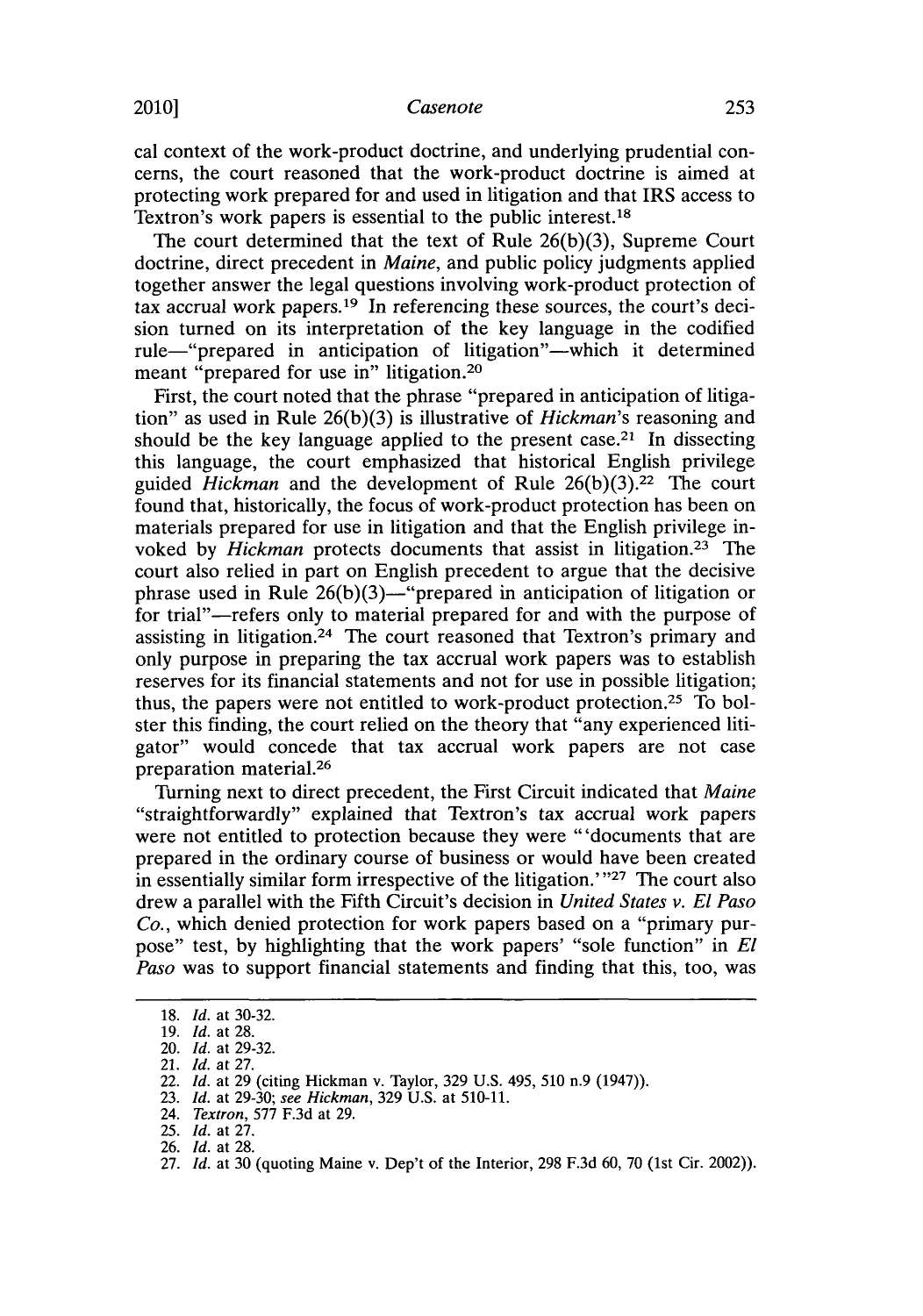cal context of the work-product doctrine, and underlying prudential concerns, the court reasoned that the work-product doctrine is aimed at protecting work prepared for and used in litigation and that IRS access to Textron's work papers is essential to the public interest.[18]

The court determined that the text of Rule 26(b)(3), Supreme Court doctrine, direct precedent in *Maine*, and public policy judgments applied together answer the legal questions involving work-product protection of tax accrual work papers.[19] In referencing these sources, the court's decision turned on its interpretation of the key language in the codified rule—"prepared in anticipation of litigation"—which it determined meant "prepared for use in" litigation.[20]

First, the court noted that the phrase "prepared in anticipation of litigation" as used in Rule 26(b)(3) is illustrative of *Hickman*'s reasoning and should be the key language applied to the present case.[21] In dissecting this language, the court emphasized that historical English privilege guided *Hickman* and the development of Rule 26(b)(3).[22] The court found that, historically, the focus of work-product protection has been on materials prepared for use in litigation and that the English privilege invoked by *Hickman* protects documents that assist in litigation.[23] The court also relied in part on English precedent to argue that the decisive phrase used in Rule 26(b)(3)—"prepared in anticipation of litigation or for trial"—refers only to material prepared for and with the purpose of assisting in litigation.[24] The court reasoned that Textron's primary and only purpose in preparing the tax accrual work papers was to establish reserves for its financial statements and not for use in possible litigation; thus, the papers were not entitled to work-product protection.[25] To bolster this finding, the court relied on the theory that "any experienced litigator" would concede that tax accrual work papers are not case preparation material.[26]

Turning next to direct precedent, the First Circuit indicated that *Maine* "straightforwardly" explained that Textron's tax accrual work papers were not entitled to protection because they were "'documents that are prepared in the ordinary course of business or would have been created in essentially similar form irrespective of the litigation.'"[27] The court also drew a parallel with the Fifth Circuit's decision in *United States v. El Paso Co.*, which denied protection for work papers based on a "primary purpose" test, by highlighting that the work papers' "sole function" in *El Paso* was to support financial statements and finding that this, too, was

---

18. *Id.* at 30-32.
19. *Id.* at 28.
20. *Id.* at 29-32.
21. *Id.* at 27.
22. *Id.* at 29 (citing Hickman v. Taylor, 329 U.S. 495, 510 n.9 (1947)).
23. *Id.* at 29-30; *see Hickman*, 329 U.S. at 510-11.
24. *Textron*, 577 F.3d at 29.
25. *Id.* at 27.
26. *Id.* at 28.
27. *Id.* at 30 (quoting Maine v. Dep't of the Interior, 298 F.3d 60, 70 (1st Cir. 2002)).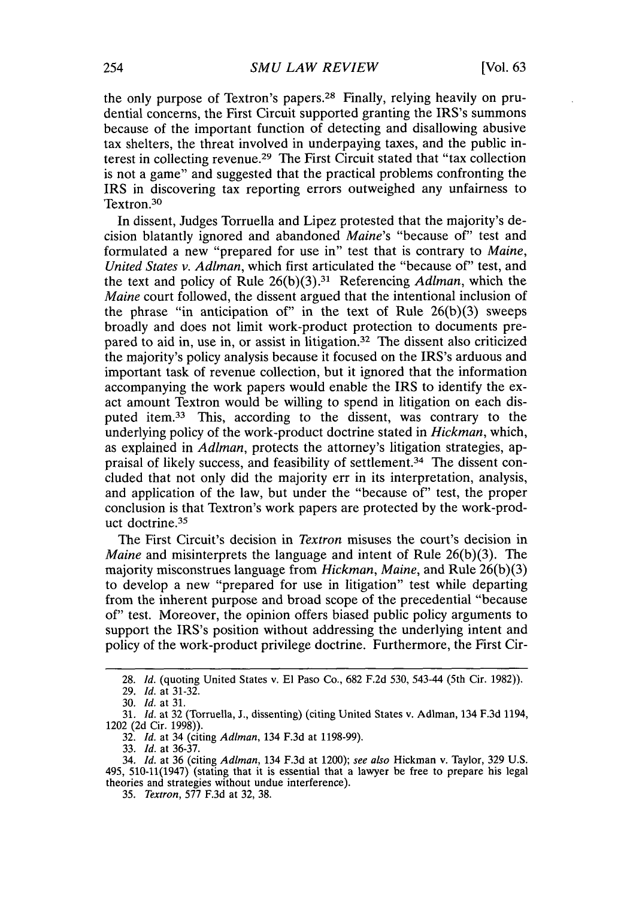the only purpose of Textron's papers.[28] Finally, relying heavily on prudential concerns, the First Circuit supported granting the IRS's summons because of the important function of detecting and disallowing abusive tax shelters, the threat involved in underpaying taxes, and the public interest in collecting revenue.[29] The First Circuit stated that "tax collection is not a game" and suggested that the practical problems confronting the IRS in discovering tax reporting errors outweighed any unfairness to Textron.[30]

In dissent, Judges Torruella and Lipez protested that the majority's decision blatantly ignored and abandoned *Maine*'s "because of" test and formulated a new "prepared for use in" test that is contrary to *Maine*, *United States v. Adlman*, which first articulated the "because of" test, and the text and policy of Rule 26(b)(3).[31] Referencing *Adlman*, which the *Maine* court followed, the dissent argued that the intentional inclusion of the phrase "in anticipation of" in the text of Rule 26(b)(3) sweeps broadly and does not limit work-product protection to documents prepared to aid in, use in, or assist in litigation.[32] The dissent also criticized the majority's policy analysis because it focused on the IRS's arduous and important task of revenue collection, but it ignored that the information accompanying the work papers would enable the IRS to identify the exact amount Textron would be willing to spend in litigation on each disputed item.[33] This, according to the dissent, was contrary to the underlying policy of the work-product doctrine stated in *Hickman*, which, as explained in *Adlman*, protects the attorney's litigation strategies, appraisal of likely success, and feasibility of settlement.[34] The dissent concluded that not only did the majority err in its interpretation, analysis, and application of the law, but under the "because of" test, the proper conclusion is that Textron's work papers are protected by the work-product doctrine.[35]

The First Circuit's decision in *Textron* misuses the court's decision in *Maine* and misinterprets the language and intent of Rule 26(b)(3). The majority misconstrues language from *Hickman*, *Maine*, and Rule 26(b)(3) to develop a new "prepared for use in litigation" test while departing from the inherent purpose and broad scope of the precedential "because of" test. Moreover, the opinion offers biased public policy arguments to support the IRS's position without addressing the underlying intent and policy of the work-product privilege doctrine. Furthermore, the First Cir-

---

28. *Id.* (quoting United States v. El Paso Co., 682 F.2d 530, 543-44 (5th Cir. 1982)).

29. *Id.* at 31-32.

30. *Id.* at 31.

31. *Id.* at 32 (Torruella, J., dissenting) (citing United States v. Adlman, 134 F.3d 1194, 1202 (2d Cir. 1998)).

32. *Id.* at 34 (citing *Adlman*, 134 F.3d at 1198-99).

33. *Id.* at 36-37.

34. *Id.* at 36 (citing *Adlman*, 134 F.3d at 1200); *see also* Hickman v. Taylor, 329 U.S. 495, 510-11(1947) (stating that it is essential that a lawyer be free to prepare his legal theories and strategies without undue interference).

35. *Textron*, 577 F.3d at 32, 38.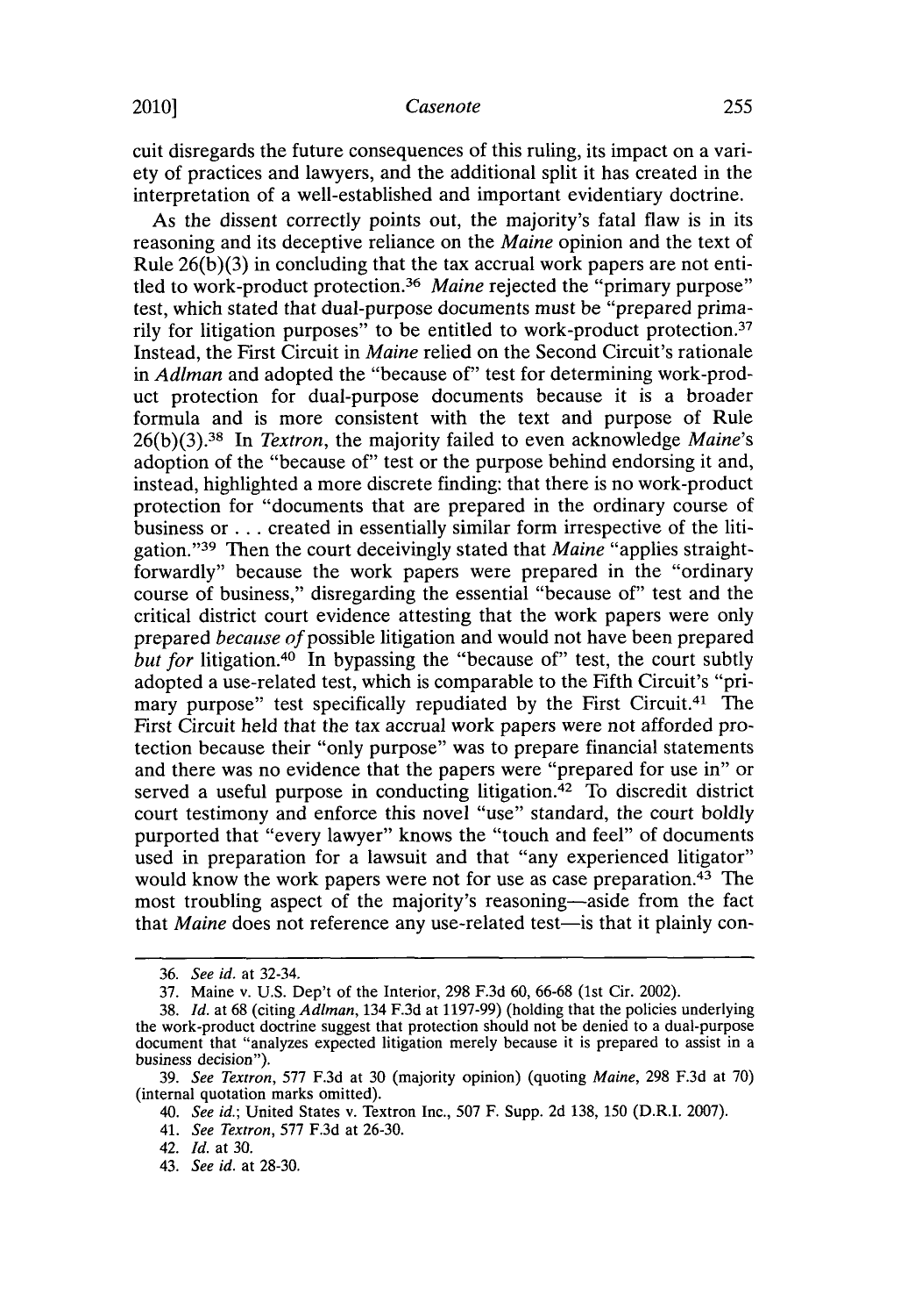cuit disregards the future consequences of this ruling, its impact on a variety of practices and lawyers, and the additional split it has created in the interpretation of a well-established and important evidentiary doctrine.

As the dissent correctly points out, the majority's fatal flaw is in its reasoning and its deceptive reliance on the *Maine* opinion and the text of Rule 26(b)(3) in concluding that the tax accrual work papers are not entitled to work-product protection.[36] *Maine* rejected the "primary purpose" test, which stated that dual-purpose documents must be "prepared primarily for litigation purposes" to be entitled to work-product protection.[37] Instead, the First Circuit in *Maine* relied on the Second Circuit's rationale in *Adlman* and adopted the "because of" test for determining work-product protection for dual-purpose documents because it is a broader formula and is more consistent with the text and purpose of Rule 26(b)(3).[38] In *Textron*, the majority failed to even acknowledge *Maine*'s adoption of the "because of" test or the purpose behind endorsing it and, instead, highlighted a more discrete finding: that there is no work-product protection for "documents that are prepared in the ordinary course of business or . . . created in essentially similar form irrespective of the litigation."[39] Then the court deceivingly stated that *Maine* "applies straightforwardly" because the work papers were prepared in the "ordinary course of business," disregarding the essential "because of" test and the critical district court evidence attesting that the work papers were only prepared *because of* possible litigation and would not have been prepared *but for* litigation.[40] In bypassing the "because of" test, the court subtly adopted a use-related test, which is comparable to the Fifth Circuit's "primary purpose" test specifically repudiated by the First Circuit.[41] The First Circuit held that the tax accrual work papers were not afforded protection because their "only purpose" was to prepare financial statements and there was no evidence that the papers were "prepared for use in" or served a useful purpose in conducting litigation.[42] To discredit district court testimony and enforce this novel "use" standard, the court boldly purported that "every lawyer" knows the "touch and feel" of documents used in preparation for a lawsuit and that "any experienced litigator" would know the work papers were not for use as case preparation.[43] The most troubling aspect of the majority's reasoning—aside from the fact that *Maine* does not reference any use-related test—is that it plainly con-

---

36. *See id.* at 32-34.

37. Maine v. U.S. Dep't of the Interior, 298 F.3d 60, 66-68 (1st Cir. 2002).

38. *Id.* at 68 (citing *Adlman*, 134 F.3d at 1197-99) (holding that the policies underlying the work-product doctrine suggest that protection should not be denied to a dual-purpose document that "analyzes expected litigation merely because it is prepared to assist in a business decision").

39. *See Textron*, 577 F.3d at 30 (majority opinion) (quoting *Maine*, 298 F.3d at 70) (internal quotation marks omitted).

40. *See id.*; United States v. Textron Inc., 507 F. Supp. 2d 138, 150 (D.R.I. 2007).

41. *See Textron*, 577 F.3d at 26-30.

42. *Id.* at 30.

43. *See id.* at 28-30.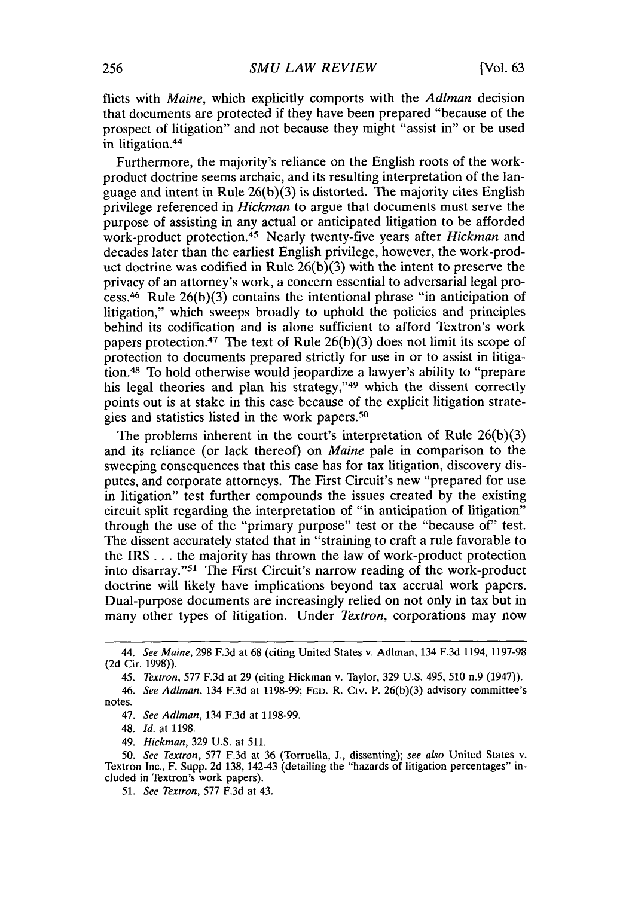flicts with *Maine*, which explicitly comports with the *Adlman* decision that documents are protected if they have been prepared "because of the prospect of litigation" and not because they might "assist in" or be used in litigation.[44]

Furthermore, the majority's reliance on the English roots of the work-product doctrine seems archaic, and its resulting interpretation of the language and intent in Rule 26(b)(3) is distorted. The majority cites English privilege referenced in *Hickman* to argue that documents must serve the purpose of assisting in any actual or anticipated litigation to be afforded work-product protection.[45] Nearly twenty-five years after *Hickman* and decades later than the earliest English privilege, however, the work-product doctrine was codified in Rule 26(b)(3) with the intent to preserve the privacy of an attorney's work, a concern essential to adversarial legal process.[46] Rule 26(b)(3) contains the intentional phrase "in anticipation of litigation," which sweeps broadly to uphold the policies and principles behind its codification and is alone sufficient to afford Textron's work papers protection.[47] The text of Rule 26(b)(3) does not limit its scope of protection to documents prepared strictly for use in or to assist in litigation.[48] To hold otherwise would jeopardize a lawyer's ability to "prepare his legal theories and plan his strategy,"[49] which the dissent correctly points out is at stake in this case because of the explicit litigation strategies and statistics listed in the work papers.[50]

The problems inherent in the court's interpretation of Rule 26(b)(3) and its reliance (or lack thereof) on *Maine* pale in comparison to the sweeping consequences that this case has for tax litigation, discovery disputes, and corporate attorneys. The First Circuit's new "prepared for use in litigation" test further compounds the issues created by the existing circuit split regarding the interpretation of "in anticipation of litigation" through the use of the "primary purpose" test or the "because of" test. The dissent accurately stated that in "straining to craft a rule favorable to the IRS . . . the majority has thrown the law of work-product protection into disarray."[51] The First Circuit's narrow reading of the work-product doctrine will likely have implications beyond tax accrual work papers. Dual-purpose documents are increasingly relied on not only in tax but in many other types of litigation. Under *Textron*, corporations may now

---

44. *See Maine*, 298 F.3d at 68 (citing United States v. Adlman, 134 F.3d 1194, 1197-98 (2d Cir. 1998)).

45. *Textron*, 577 F.3d at 29 (citing Hickman v. Taylor, 329 U.S. 495, 510 n.9 (1947)).

46. *See Adlman*, 134 F.3d at 1198-99; FED. R. CIV. P. 26(b)(3) advisory committee's notes.

47. *See Adlman*, 134 F.3d at 1198-99.

48. *Id.* at 1198.

49. *Hickman*, 329 U.S. at 511.

50. *See Textron*, 577 F.3d at 36 (Torruella, J., dissenting); *see also* United States v. Textron Inc., F. Supp. 2d 138, 142-43 (detailing the "hazards of litigation percentages" included in Textron's work papers).

51. *See Textron*, 577 F.3d at 43.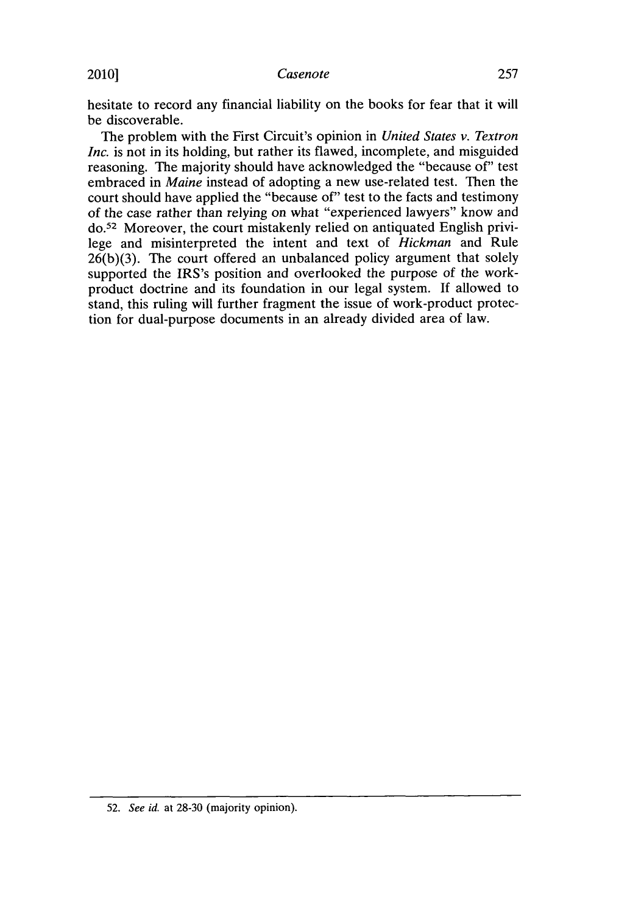hesitate to record any financial liability on the books for fear that it will be discoverable.

The problem with the First Circuit's opinion in *United States v. Textron Inc.* is not in its holding, but rather its flawed, incomplete, and misguided reasoning. The majority should have acknowledged the "because of" test embraced in *Maine* instead of adopting a new use-related test. Then the court should have applied the "because of" test to the facts and testimony of the case rather than relying on what "experienced lawyers" know and do.[52] Moreover, the court mistakenly relied on antiquated English privilege and misinterpreted the intent and text of *Hickman* and Rule 26(b)(3). The court offered an unbalanced policy argument that solely supported the IRS's position and overlooked the purpose of the work-product doctrine and its foundation in our legal system. If allowed to stand, this ruling will further fragment the issue of work-product protection for dual-purpose documents in an already divided area of law.

---

52. *See id.* at 28-30 (majority opinion).